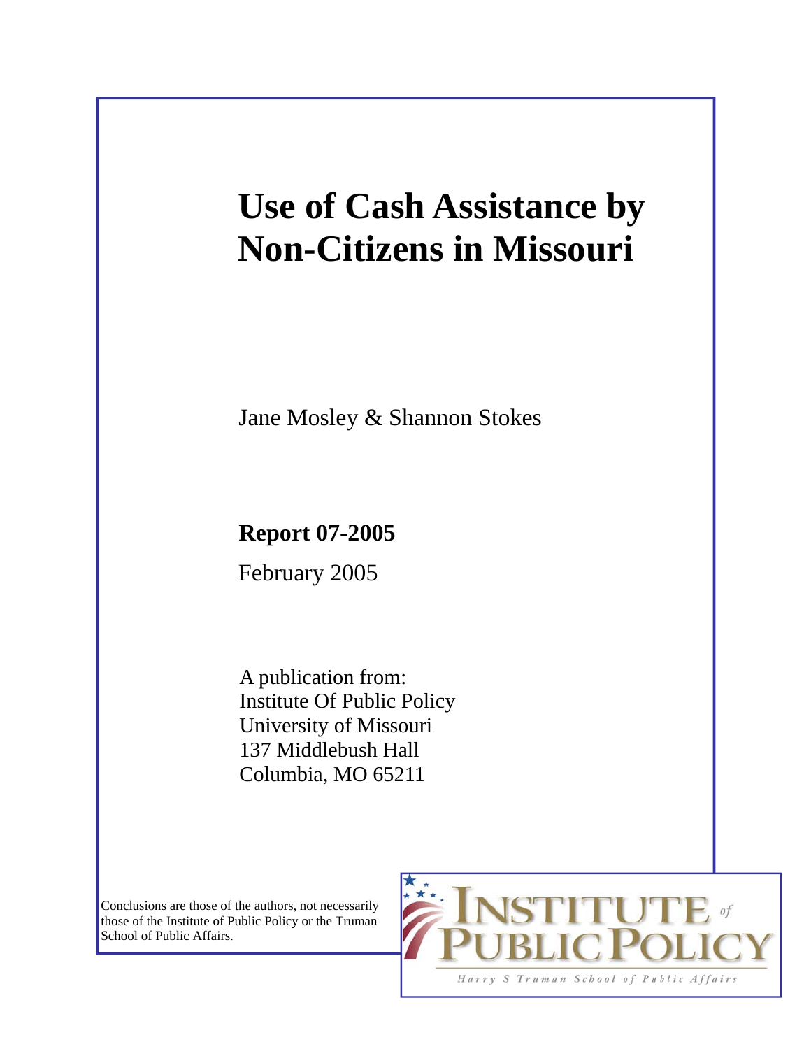# Use of Cash Assistance by Non-Citizens in Missouri

Jane Mosley & Shannon Stokes

**Report 07-2005**

February 2005

A publication from:
Institute Of Public Policy
University of Missouri
137 Middlebush Hall
Columbia, MO 65211

Conclusions are those of the authors, not necessarily those of the Institute of Public Policy or the Truman School of Public Affairs.

INSTITUTE of PUBLIC POLICY

Harry S Truman School of Public Affairs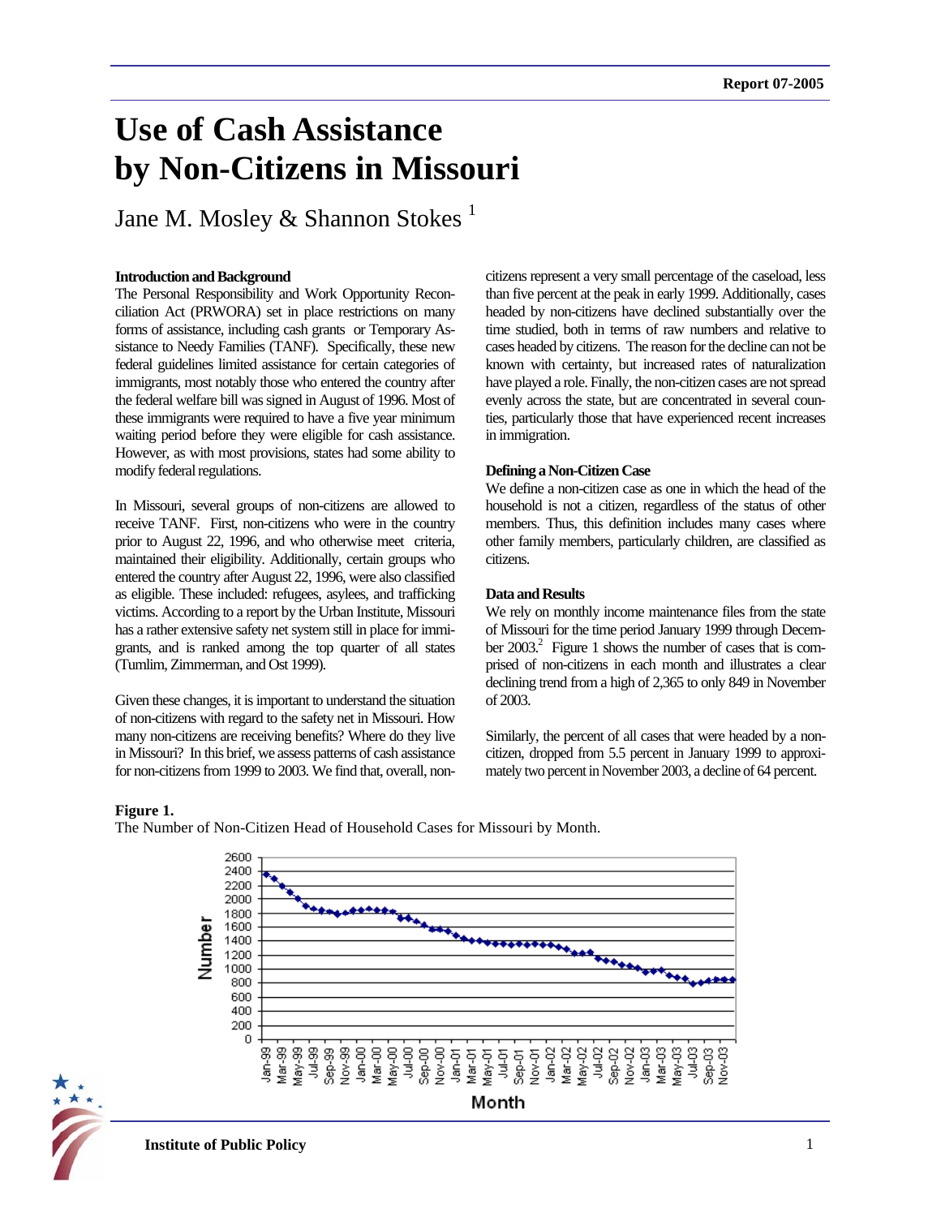Report 07-2005

# Use of Cash Assistance by Non-Citizens in Missouri

Jane M. Mosley & Shannon Stokes [1]

### Introduction and Background

The Personal Responsibility and Work Opportunity Reconciliation Act (PRWORA) set in place restrictions on many forms of assistance, including cash grants or Temporary Assistance to Needy Families (TANF). Specifically, these new federal guidelines limited assistance for certain categories of immigrants, most notably those who entered the country after the federal welfare bill was signed in August of 1996. Most of these immigrants were required to have a five year minimum waiting period before they were eligible for cash assistance. However, as with most provisions, states had some ability to modify federal regulations.

In Missouri, several groups of non-citizens are allowed to receive TANF. First, non-citizens who were in the country prior to August 22, 1996, and who otherwise meet criteria, maintained their eligibility. Additionally, certain groups who entered the country after August 22, 1996, were also classified as eligible. These included: refugees, asylees, and trafficking victims. According to a report by the Urban Institute, Missouri has a rather extensive safety net system still in place for immigrants, and is ranked among the top quarter of all states (Tumlim, Zimmerman, and Ost 1999).

Given these changes, it is important to understand the situation of non-citizens with regard to the safety net in Missouri. How many non-citizens are receiving benefits? Where do they live in Missouri? In this brief, we assess patterns of cash assistance for non-citizens from 1999 to 2003. We find that, overall, non-citizens represent a very small percentage of the caseload, less than five percent at the peak in early 1999. Additionally, cases headed by non-citizens have declined substantially over the time studied, both in terms of raw numbers and relative to cases headed by citizens. The reason for the decline can not be known with certainty, but increased rates of naturalization have played a role. Finally, the non-citizen cases are not spread evenly across the state, but are concentrated in several counties, particularly those that have experienced recent increases in immigration.

### Defining a Non-Citizen Case

We define a non-citizen case as one in which the head of the household is not a citizen, regardless of the status of other members. Thus, this definition includes many cases where other family members, particularly children, are classified as citizens.

### Data and Results

We rely on monthly income maintenance files from the state of Missouri for the time period January 1999 through December 2003.[2] Figure 1 shows the number of cases that is comprised of non-citizens in each month and illustrates a clear declining trend from a high of 2,365 to only 849 in November of 2003.

Similarly, the percent of all cases that were headed by a non-citizen, dropped from 5.5 percent in January 1999 to approximately two percent in November 2003, a decline of 64 percent.

**Figure 1.**
The Number of Non-Citizen Head of Household Cases for Missouri by Month.

Institute of Public Policy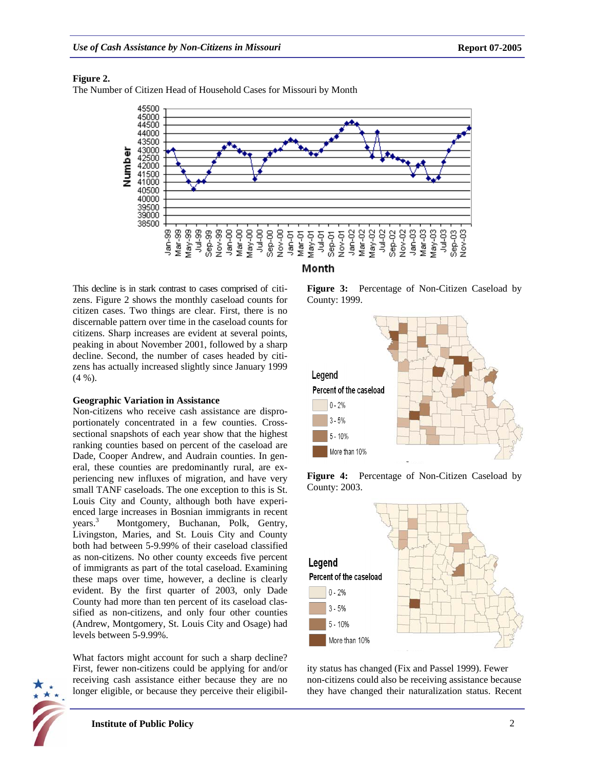**Figure 2.**

The Number of Citizen Head of Household Cases for Missouri by Month

This decline is in stark contrast to cases comprised of citizens. Figure 2 shows the monthly caseload counts for citizen cases. Two things are clear. First, there is no discernable pattern over time in the caseload counts for citizens. Sharp increases are evident at several points, peaking in about November 2001, followed by a sharp decline. Second, the number of cases headed by citizens has actually increased slightly since January 1999 (4 %).

**Geographic Variation in Assistance**

Non-citizens who receive cash assistance are disproportionately concentrated in a few counties. Cross-sectional snapshots of each year show that the highest ranking counties based on percent of the caseload are Dade, Cooper Andrew, and Audrain counties. In general, these counties are predominantly rural, are experiencing new influxes of migration, and have very small TANF caseloads. The one exception to this is St. Louis City and County, although both have experienced large increases in Bosnian immigrants in recent years.[3] Montgomery, Buchanan, Polk, Gentry, Livingston, Maries, and St. Louis City and County both had between 5-9.99% of their caseload classified as non-citizens. No other county exceeds five percent of immigrants as part of the total caseload. Examining these maps over time, however, a decline is clearly evident. By the first quarter of 2003, only Dade County had more than ten percent of its caseload classified as non-citizens, and only four other counties (Andrew, Montgomery, St. Louis City and Osage) had levels between 5-9.99%.

What factors might account for such a sharp decline? First, fewer non-citizens could be applying for and/or receiving cash assistance either because they are no longer eligible, or because they perceive their eligibility status has changed (Fix and Passel 1999). Fewer non-citizens could also be receiving assistance because they have changed their naturalization status. Recent

**Figure 3:** Percentage of Non-Citizen Caseload by County: 1999.

**Figure 4:** Percentage of Non-Citizen Caseload by County: 2003.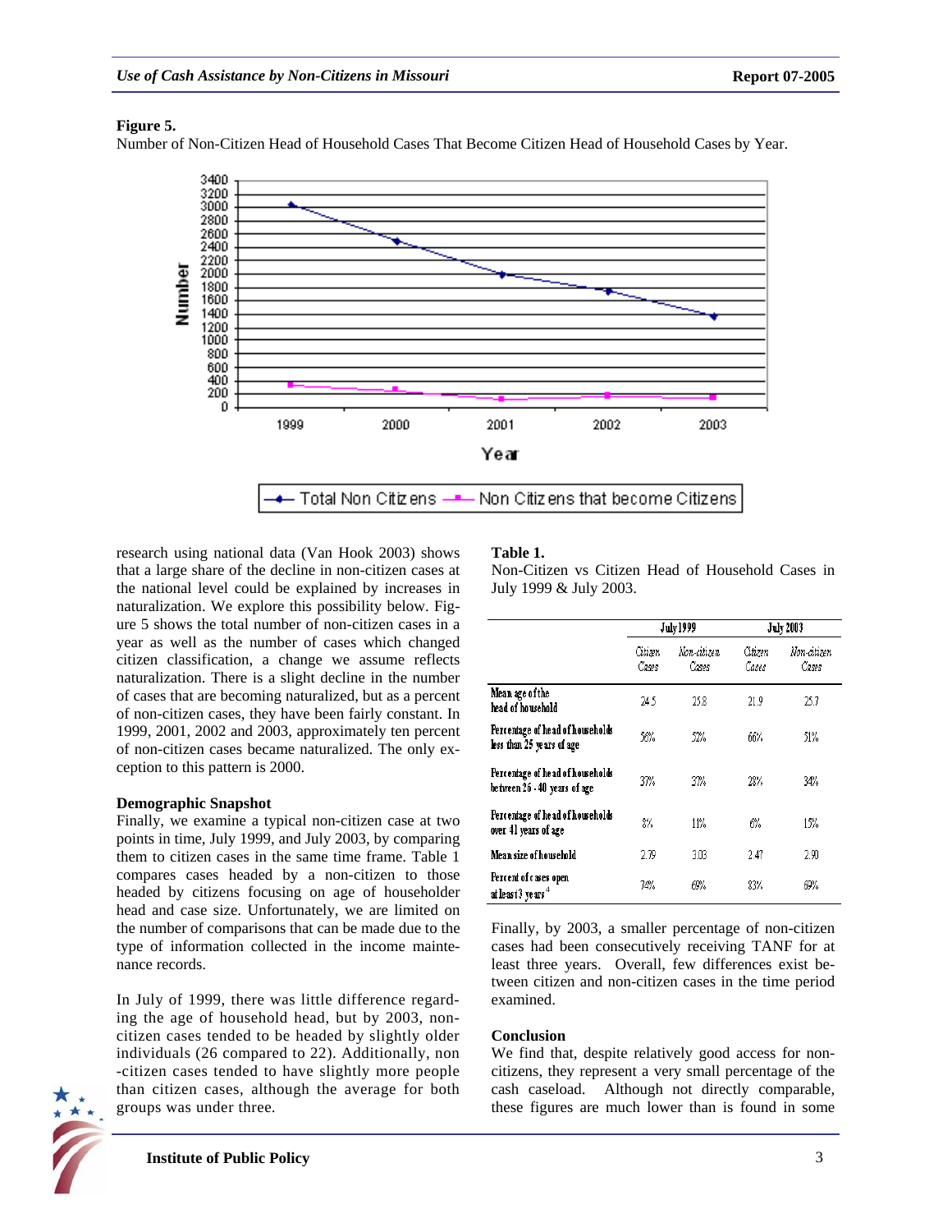**Figure 5.**
Number of Non-Citizen Head of Household Cases That Become Citizen Head of Household Cases by Year.

research using national data (Van Hook 2003) shows that a large share of the decline in non-citizen cases at the national level could be explained by increases in naturalization. We explore this possibility below. Figure 5 shows the total number of non-citizen cases in a year as well as the number of cases which changed citizen classification, a change we assume reflects naturalization. There is a slight decline in the number of cases that are becoming naturalized, but as a percent of non-citizen cases, they have been fairly constant. In 1999, 2001, 2002 and 2003, approximately ten percent of non-citizen cases became naturalized. The only exception to this pattern is 2000.

**Demographic Snapshot**

Finally, we examine a typical non-citizen case at two points in time, July 1999, and July 2003, by comparing them to citizen cases in the same time frame. Table 1 compares cases headed by a non-citizen to those headed by citizens focusing on age of householder head and case size. Unfortunately, we are limited on the number of comparisons that can be made due to the type of information collected in the income maintenance records.

In July of 1999, there was little difference regarding the age of household head, but by 2003, non-citizen cases tended to be headed by slightly older individuals (26 compared to 22). Additionally, non-citizen cases tended to have slightly more people than citizen cases, although the average for both groups was under three.

**Table 1.**
Non-Citizen vs Citizen Head of Household Cases in July 1999 & July 2003.

| | July 1999 | | July 2003 | |
|---|---|---|---|---|
| | Citizen Cases | Non-citizen Cases | Citizen Cases | Non-citizen Cases |
| Mean age of the head of household | 24.5 | 25.8 | 21.9 | 25.7 |
| Percentage of head of households less than 25 years of age | 56% | 52% | 66% | 51% |
| Percentage of head of households between 26 - 40 years of age | 37% | 37% | 28% | 34% |
| Percentage of head of households over 41 years of age | 8% | 11% | 6% | 15% |
| Mean size of household | 2.79 | 3.03 | 2.47 | 2.90 |
| Percent of cases open at least 3 years[4] | 74% | 69% | 83% | 69% |

Finally, by 2003, a smaller percentage of non-citizen cases had been consecutively receiving TANF for at least three years. Overall, few differences exist between citizen and non-citizen cases in the time period examined.

**Conclusion**

We find that, despite relatively good access for non-citizens, they represent a very small percentage of the cash caseload. Although not directly comparable, these figures are much lower than is found in some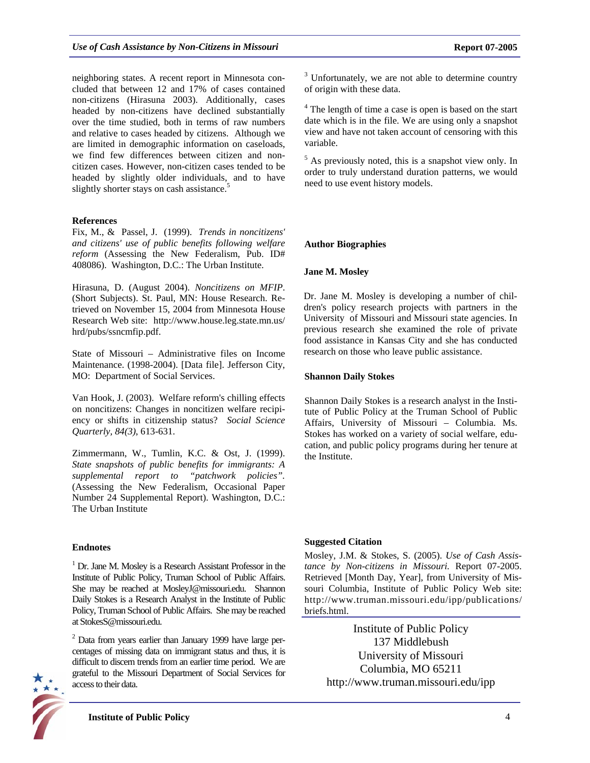neighboring states. A recent report in Minnesota concluded that between 12 and 17% of cases contained non-citizens (Hirasuna 2003). Additionally, cases headed by non-citizens have declined substantially over the time studied, both in terms of raw numbers and relative to cases headed by citizens. Although we are limited in demographic information on caseloads, we find few differences between citizen and non-citizen cases. However, non-citizen cases tended to be headed by slightly older individuals, and to have slightly shorter stays on cash assistance.[5]

### References

Fix, M., & Passel, J. (1999). *Trends in noncitizens' and citizens' use of public benefits following welfare reform* (Assessing the New Federalism, Pub. ID# 408086). Washington, D.C.: The Urban Institute.

Hirasuna, D. (August 2004). *Noncitizens on MFIP*. (Short Subjects). St. Paul, MN: House Research. Retrieved on November 15, 2004 from Minnesota House Research Web site: http://www.house.leg.state.mn.us/hrd/pubs/ssncmfip.pdf.

State of Missouri – Administrative files on Income Maintenance. (1998-2004). [Data file]. Jefferson City, MO: Department of Social Services.

Van Hook, J. (2003). Welfare reform's chilling effects on noncitizens: Changes in noncitizen welfare recipiency or shifts in citizenship status? *Social Science Quarterly, 84(3)*, 613-631.

Zimmermann, W., Tumlin, K.C. & Ost, J. (1999). *State snapshots of public benefits for immigrants: A supplemental report to "patchwork policies"*. (Assessing the New Federalism, Occasional Paper Number 24 Supplemental Report). Washington, D.C.: The Urban Institute

### Endnotes

[1] Dr. Jane M. Mosley is a Research Assistant Professor in the Institute of Public Policy, Truman School of Public Affairs. She may be reached at MosleyJ@missouri.edu. Shannon Daily Stokes is a Research Analyst in the Institute of Public Policy, Truman School of Public Affairs. She may be reached at StokesS@missouri.edu.

[2] Data from years earlier than January 1999 have large percentages of missing data on immigrant status and thus, it is difficult to discern trends from an earlier time period. We are grateful to the Missouri Department of Social Services for access to their data.

[3] Unfortunately, we are not able to determine country of origin with these data.

[4] The length of time a case is open is based on the start date which is in the file. We are using only a snapshot view and have not taken account of censoring with this variable.

[5] As previously noted, this is a snapshot view only. In order to truly understand duration patterns, we would need to use event history models.

### Author Biographies

**Jane M. Mosley**

Dr. Jane M. Mosley is developing a number of children's policy research projects with partners in the University of Missouri and Missouri state agencies. In previous research she examined the role of private food assistance in Kansas City and she has conducted research on those who leave public assistance.

**Shannon Daily Stokes**

Shannon Daily Stokes is a research analyst in the Institute of Public Policy at the Truman School of Public Affairs, University of Missouri – Columbia. Ms. Stokes has worked on a variety of social welfare, education, and public policy programs during her tenure at the Institute.

### Suggested Citation

Mosley, J.M. & Stokes, S. (2005). *Use of Cash Assistance by Non-citizens in Missouri.* Report 07-2005. Retrieved [Month Day, Year], from University of Missouri Columbia, Institute of Public Policy Web site: http://www.truman.missouri.edu/ipp/publications/briefs.html.

Institute of Public Policy
137 Middlebush
University of Missouri
Columbia, MO 65211
http://www.truman.missouri.edu/ipp